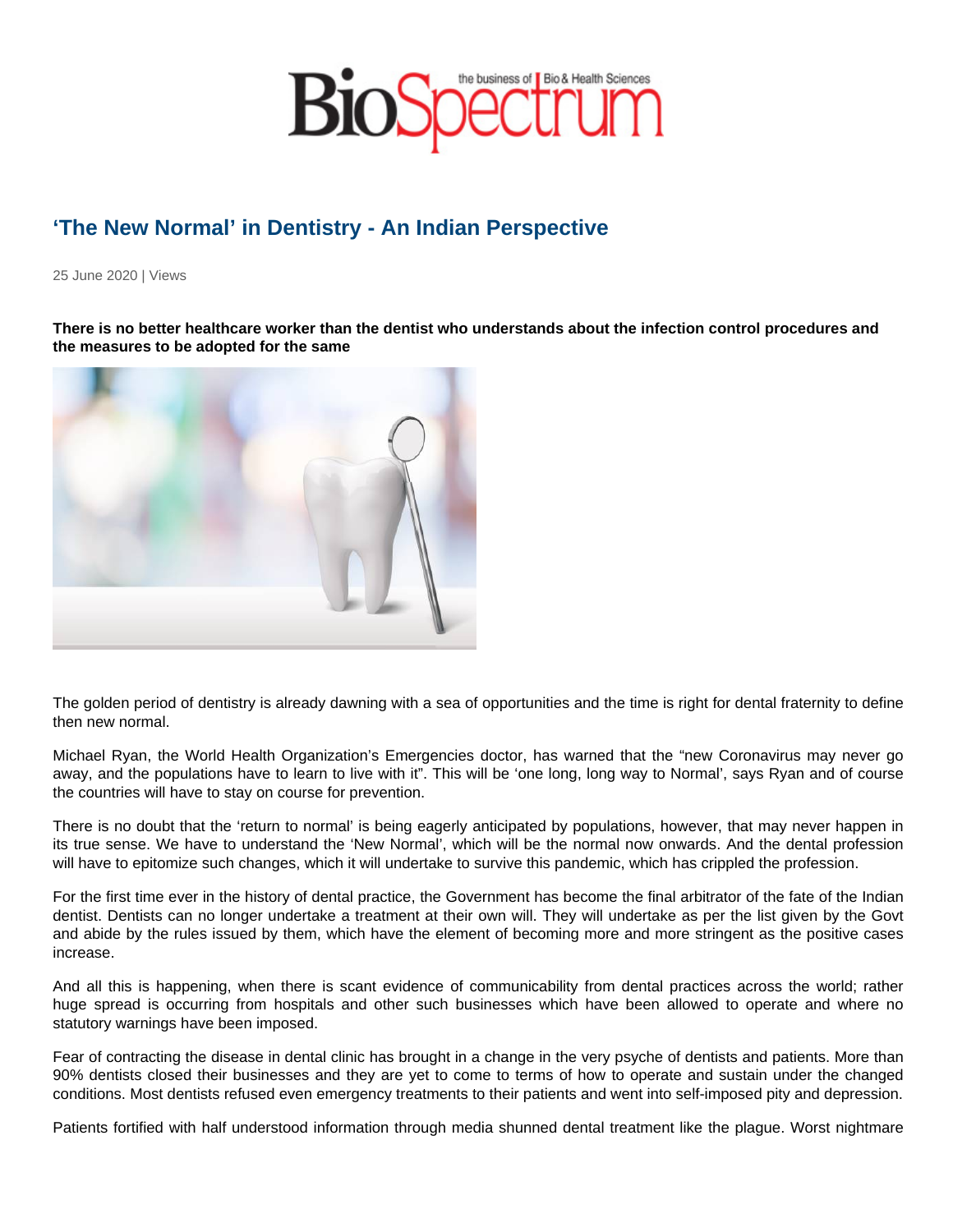# 'The New Normal' in Dentistry - An Indian Perspective

25 June 2020 | Views

**There is no better healthcare worker than the dentist who understands about the infection control procedures and the measures to be adopted for the same**

The golden period of dentistry is already dawning with a sea of opportunities and the time is right for dental fraternity to define then new normal.

Michael Ryan, the World Health Organization's Emergencies doctor, has warned that the "new Coronavirus may never go away, and the populations have to learn to live with it". This will be 'one long, long way to Normal', says Ryan and of course the countries will have to stay on course for prevention.

There is no doubt that the 'return to normal' is being eagerly anticipated by populations, however, that may never happen in its true sense. We have to understand the 'New Normal', which will be the normal now onwards. And the dental profession will have to epitomize such changes, which it will undertake to survive this pandemic, which has crippled the profession.

For the first time ever in the history of dental practice, the Government has become the final arbitrator of the fate of the Indian dentist. Dentists can no longer undertake a treatment at their own will. They will undertake as per the list given by the Govt and abide by the rules issued by them, which have the element of becoming more and more stringent as the positive cases increase.

And all this is happening, when there is scant evidence of communicability from dental practices across the world; rather huge spread is occurring from hospitals and other such businesses which have been allowed to operate and where no statutory warnings have been imposed.

Fear of contracting the disease in dental clinic has brought in a change in the very psyche of dentists and patients. More than 90% dentists closed their businesses and they are yet to come to terms of how to operate and sustain under the changed conditions. Most dentists refused even emergency treatments to their patients and went into self-imposed pity and depression.

Patients fortified with half understood information through media shunned dental treatment like the plague. Worst nightmare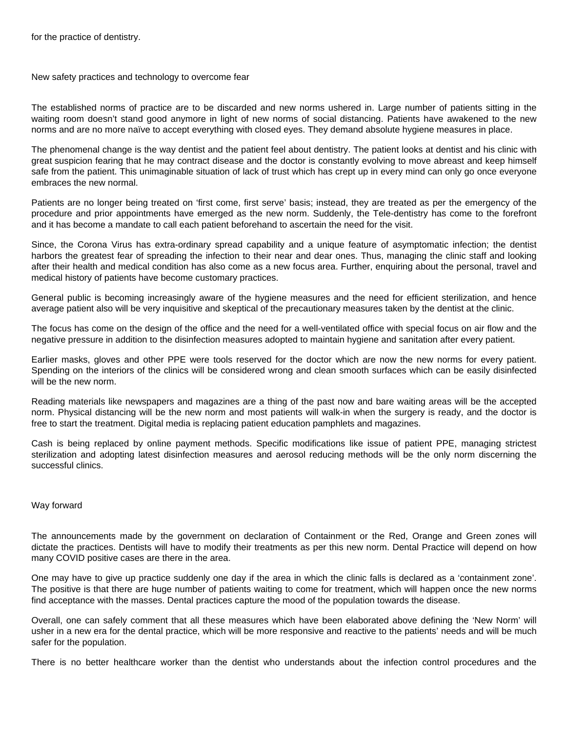for the practice of dentistry.

## New safety practices and technology to overcome fear

The established norms of practice are to be discarded and new norms ushered in. Large number of patients sitting in the waiting room doesn't stand good anymore in light of new norms of social distancing. Patients have awakened to the new norms and are no more naïve to accept everything with closed eyes. They demand absolute hygiene measures in place.

The phenomenal change is the way dentist and the patient feel about dentistry. The patient looks at dentist and his clinic with great suspicion fearing that he may contract disease and the doctor is constantly evolving to move abreast and keep himself safe from the patient. This unimaginable situation of lack of trust which has crept up in every mind can only go once everyone embraces the new normal.

Patients are no longer being treated on 'first come, first serve' basis; instead, they are treated as per the emergency of the procedure and prior appointments have emerged as the new norm. Suddenly, the Tele-dentistry has come to the forefront and it has become a mandate to call each patient beforehand to ascertain the need for the visit.

Since, the Corona Virus has extra-ordinary spread capability and a unique feature of asymptomatic infection; the dentist harbors the greatest fear of spreading the infection to their near and dear ones. Thus, managing the clinic staff and looking after their health and medical condition has also come as a new focus area. Further, enquiring about the personal, travel and medical history of patients have become customary practices.

General public is becoming increasingly aware of the hygiene measures and the need for efficient sterilization, and hence average patient also will be very inquisitive and skeptical of the precautionary measures taken by the dentist at the clinic.

The focus has come on the design of the office and the need for a well-ventilated office with special focus on air flow and the negative pressure in addition to the disinfection measures adopted to maintain hygiene and sanitation after every patient.

Earlier masks, gloves and other PPE were tools reserved for the doctor which are now the new norms for every patient. Spending on the interiors of the clinics will be considered wrong and clean smooth surfaces which can be easily disinfected will be the new norm.

Reading materials like newspapers and magazines are a thing of the past now and bare waiting areas will be the accepted norm. Physical distancing will be the new norm and most patients will walk-in when the surgery is ready, and the doctor is free to start the treatment. Digital media is replacing patient education pamphlets and magazines.

Cash is being replaced by online payment methods. Specific modifications like issue of patient PPE, managing strictest sterilization and adopting latest disinfection measures and aerosol reducing methods will be the only norm discerning the successful clinics.

## Way forward

The announcements made by the government on declaration of Containment or the Red, Orange and Green zones will dictate the practices. Dentists will have to modify their treatments as per this new norm. Dental Practice will depend on how many COVID positive cases are there in the area.

One may have to give up practice suddenly one day if the area in which the clinic falls is declared as a 'containment zone'. The positive is that there are huge number of patients waiting to come for treatment, which will happen once the new norms find acceptance with the masses. Dental practices capture the mood of the population towards the disease.

Overall, one can safely comment that all these measures which have been elaborated above defining the 'New Norm' will usher in a new era for the dental practice, which will be more responsive and reactive to the patients' needs and will be much safer for the population.

There is no better healthcare worker than the dentist who understands about the infection control procedures and the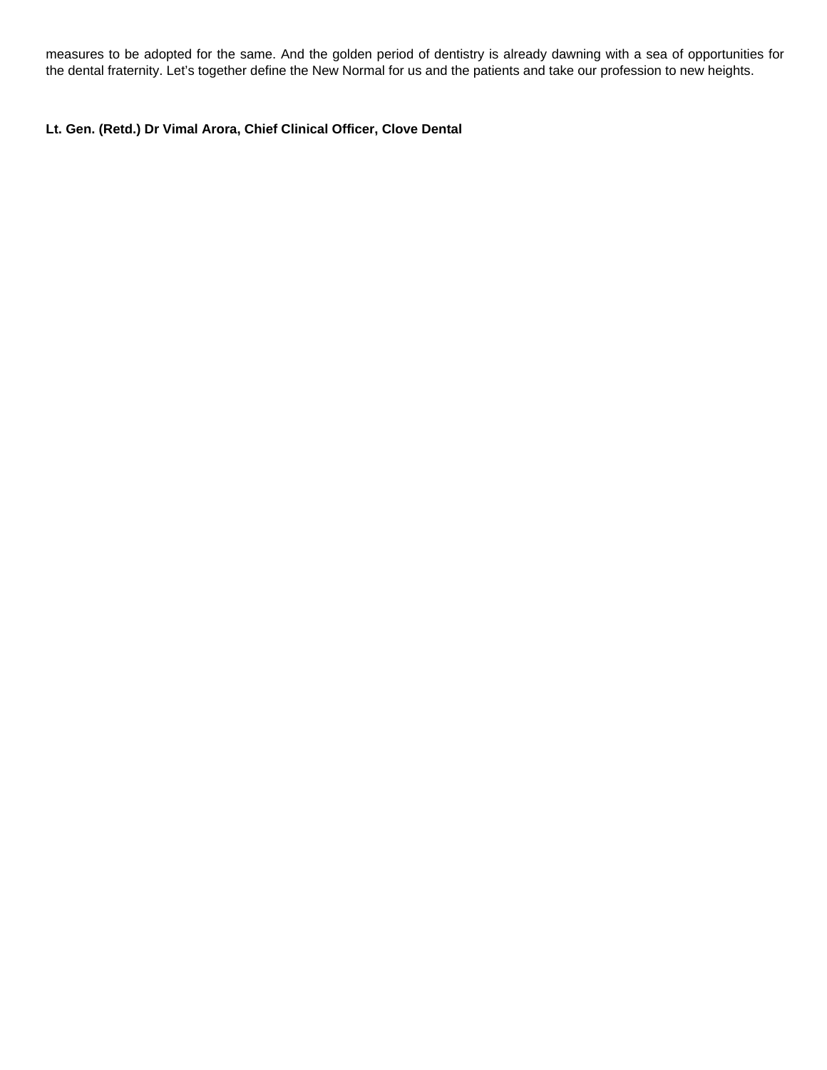measures to be adopted for the same. And the golden period of dentistry is already dawning with a sea of opportunities for the dental fraternity. Let's together define the New Normal for us and the patients and take our profession to new heights.

**Lt. Gen. (Retd.) Dr Vimal Arora, Chief Clinical Officer, Clove Dental**